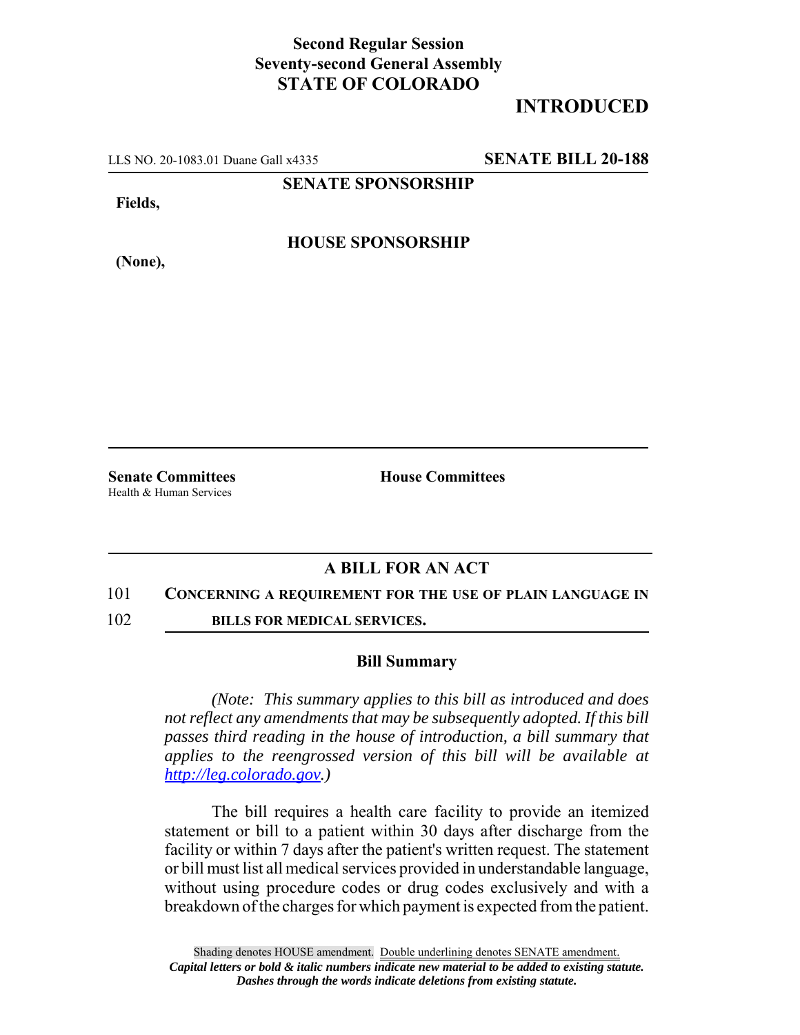**Second Regular Session**
**Seventy-second General Assembly**
**STATE OF COLORADO**

# INTRODUCED

LLS NO. 20-1083.01 Duane Gall x4335 **SENATE BILL 20-188**

**SENATE SPONSORSHIP**

**Fields,**

**HOUSE SPONSORSHIP**

**(None),**

**Senate Committees**
Health & Human Services

**House Committees**

## A BILL FOR AN ACT

101 **CONCERNING A REQUIREMENT FOR THE USE OF PLAIN LANGUAGE IN**
102 **BILLS FOR MEDICAL SERVICES.**

### Bill Summary

*(Note: This summary applies to this bill as introduced and does not reflect any amendments that may be subsequently adopted. If this bill passes third reading in the house of introduction, a bill summary that applies to the reengrossed version of this bill will be available at http://leg.colorado.gov.)*

The bill requires a health care facility to provide an itemized statement or bill to a patient within 30 days after discharge from the facility or within 7 days after the patient's written request. The statement or bill must list all medical services provided in understandable language, without using procedure codes or drug codes exclusively and with a breakdown of the charges for which payment is expected from the patient.

Shading denotes HOUSE amendment. Double underlining denotes SENATE amendment.
*Capital letters or bold & italic numbers indicate new material to be added to existing statute.*
*Dashes through the words indicate deletions from existing statute.*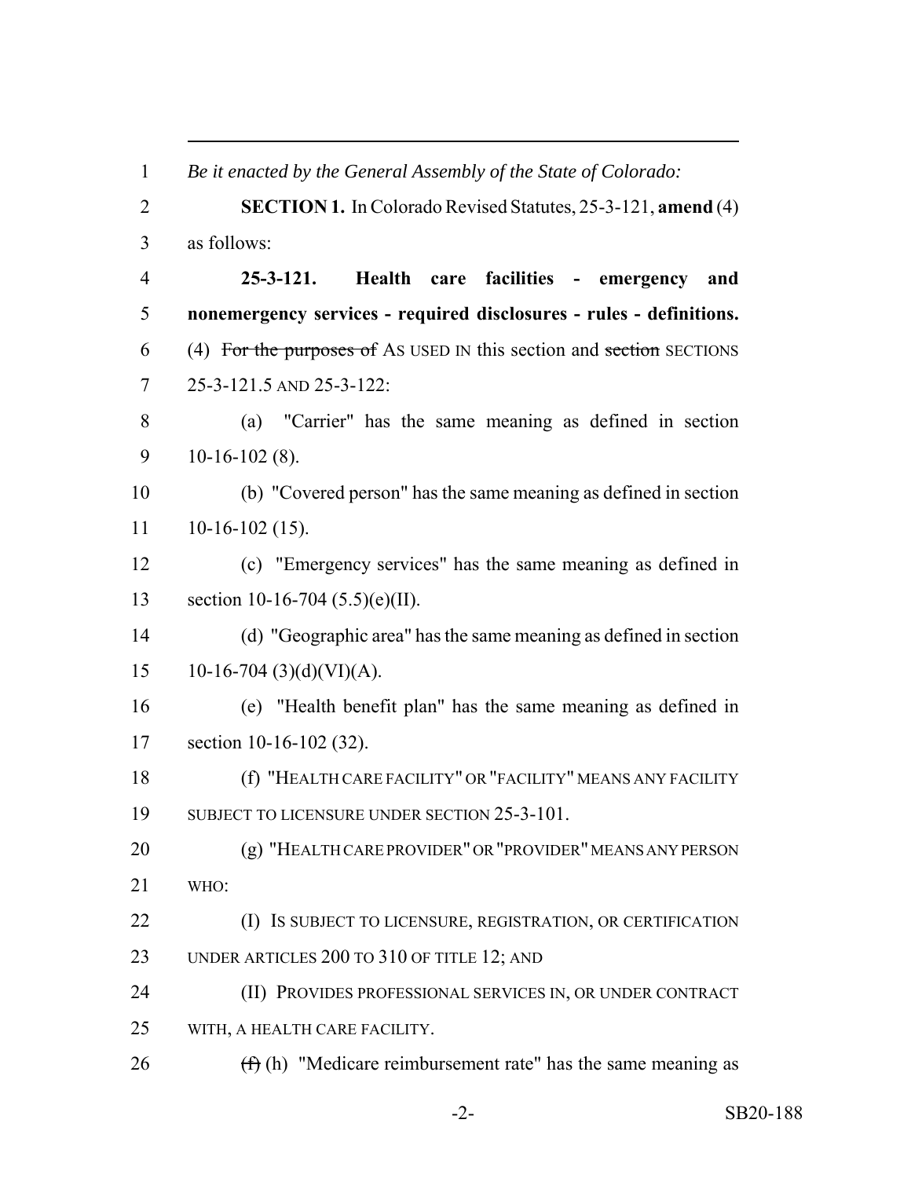*Be it enacted by the General Assembly of the State of Colorado:*

**SECTION 1.** In Colorado Revised Statutes, 25-3-121, **amend** (4) as follows:

**25-3-121. Health care facilities - emergency and nonemergency services - required disclosures - rules - definitions.** (4) ~~For the purposes of~~ AS USED IN this section and ~~section~~ SECTIONS 25-3-121.5 AND 25-3-122:

(a) "Carrier" has the same meaning as defined in section 10-16-102 (8).

(b) "Covered person" has the same meaning as defined in section 10-16-102 (15).

(c) "Emergency services" has the same meaning as defined in section 10-16-704 (5.5)(e)(II).

(d) "Geographic area" has the same meaning as defined in section 10-16-704 (3)(d)(VI)(A).

(e) "Health benefit plan" has the same meaning as defined in section 10-16-102 (32).

(f) "HEALTH CARE FACILITY" OR "FACILITY" MEANS ANY FACILITY SUBJECT TO LICENSURE UNDER SECTION 25-3-101.

(g) "HEALTH CARE PROVIDER" OR "PROVIDER" MEANS ANY PERSON WHO:

(I) IS SUBJECT TO LICENSURE, REGISTRATION, OR CERTIFICATION UNDER ARTICLES 200 TO 310 OF TITLE 12; AND

(II) PROVIDES PROFESSIONAL SERVICES IN, OR UNDER CONTRACT WITH, A HEALTH CARE FACILITY.

~~(f)~~ (h) "Medicare reimbursement rate" has the same meaning as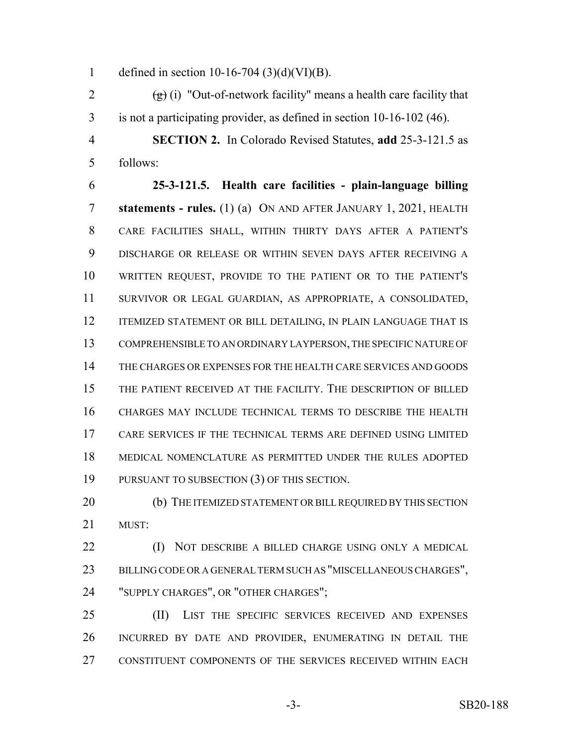defined in section 10-16-704 (3)(d)(VI)(B).

~~(g)~~ (i) "Out-of-network facility" means a health care facility that is not a participating provider, as defined in section 10-16-102 (46).

**SECTION 2.** In Colorado Revised Statutes, **add** 25-3-121.5 as follows:

**25-3-121.5. Health care facilities - plain-language billing statements - rules.** (1) (a) ON AND AFTER JANUARY 1, 2021, HEALTH CARE FACILITIES SHALL, WITHIN THIRTY DAYS AFTER A PATIENT'S DISCHARGE OR RELEASE OR WITHIN SEVEN DAYS AFTER RECEIVING A WRITTEN REQUEST, PROVIDE TO THE PATIENT OR TO THE PATIENT'S SURVIVOR OR LEGAL GUARDIAN, AS APPROPRIATE, A CONSOLIDATED, ITEMIZED STATEMENT OR BILL DETAILING, IN PLAIN LANGUAGE THAT IS COMPREHENSIBLE TO AN ORDINARY LAYPERSON, THE SPECIFIC NATURE OF THE CHARGES OR EXPENSES FOR THE HEALTH CARE SERVICES AND GOODS THE PATIENT RECEIVED AT THE FACILITY. THE DESCRIPTION OF BILLED CHARGES MAY INCLUDE TECHNICAL TERMS TO DESCRIBE THE HEALTH CARE SERVICES IF THE TECHNICAL TERMS ARE DEFINED USING LIMITED MEDICAL NOMENCLATURE AS PERMITTED UNDER THE RULES ADOPTED PURSUANT TO SUBSECTION (3) OF THIS SECTION.

(b) THE ITEMIZED STATEMENT OR BILL REQUIRED BY THIS SECTION MUST:

(I) NOT DESCRIBE A BILLED CHARGE USING ONLY A MEDICAL BILLING CODE OR A GENERAL TERM SUCH AS "MISCELLANEOUS CHARGES", "SUPPLY CHARGES", OR "OTHER CHARGES";

(II) LIST THE SPECIFIC SERVICES RECEIVED AND EXPENSES INCURRED BY DATE AND PROVIDER, ENUMERATING IN DETAIL THE CONSTITUENT COMPONENTS OF THE SERVICES RECEIVED WITHIN EACH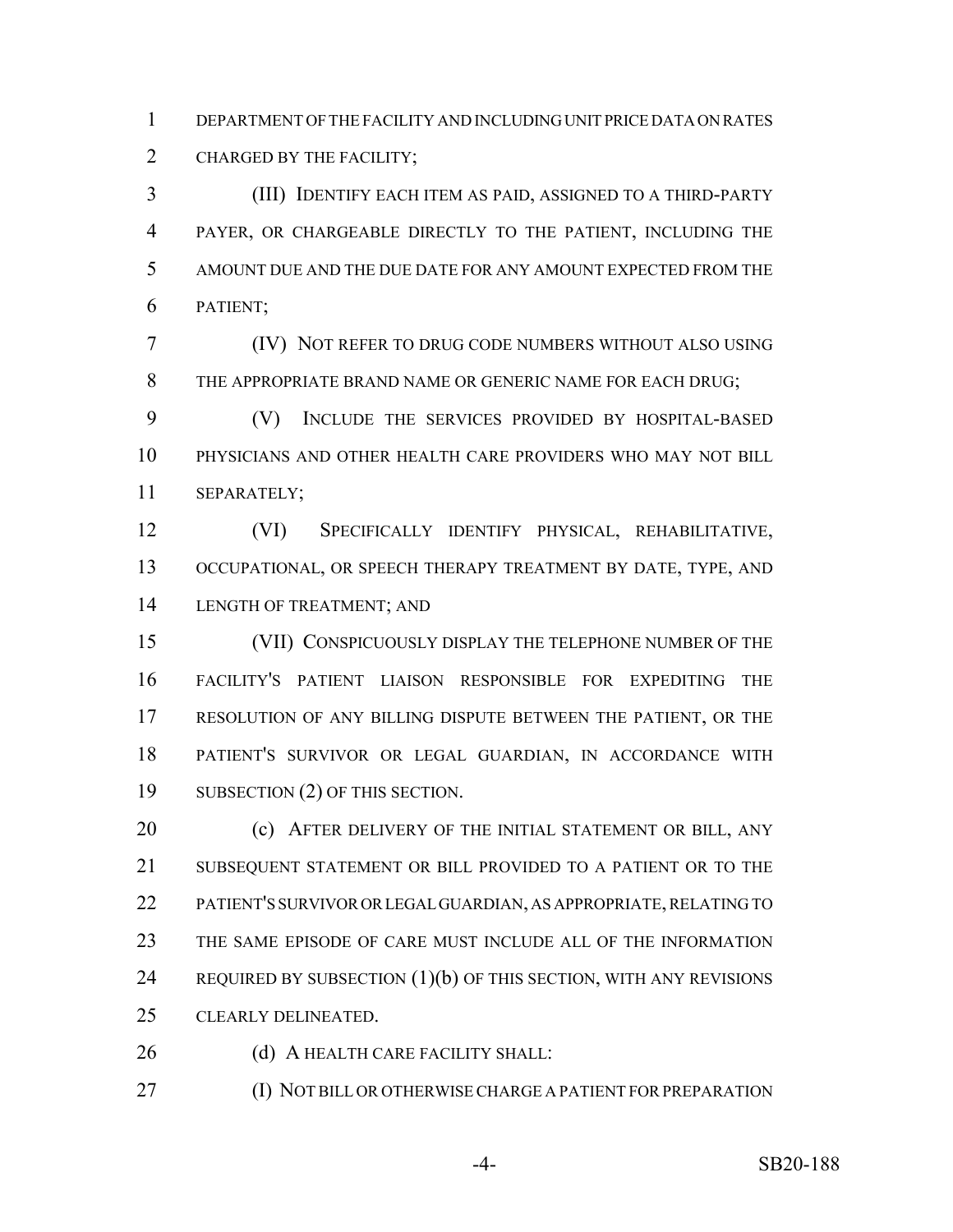DEPARTMENT OF THE FACILITY AND INCLUDING UNIT PRICE DATA ON RATES CHARGED BY THE FACILITY;

(III) IDENTIFY EACH ITEM AS PAID, ASSIGNED TO A THIRD-PARTY PAYER, OR CHARGEABLE DIRECTLY TO THE PATIENT, INCLUDING THE AMOUNT DUE AND THE DUE DATE FOR ANY AMOUNT EXPECTED FROM THE PATIENT;

(IV) NOT REFER TO DRUG CODE NUMBERS WITHOUT ALSO USING THE APPROPRIATE BRAND NAME OR GENERIC NAME FOR EACH DRUG;

(V) INCLUDE THE SERVICES PROVIDED BY HOSPITAL-BASED PHYSICIANS AND OTHER HEALTH CARE PROVIDERS WHO MAY NOT BILL SEPARATELY;

(VI) SPECIFICALLY IDENTIFY PHYSICAL, REHABILITATIVE, OCCUPATIONAL, OR SPEECH THERAPY TREATMENT BY DATE, TYPE, AND LENGTH OF TREATMENT; AND

(VII) CONSPICUOUSLY DISPLAY THE TELEPHONE NUMBER OF THE FACILITY'S PATIENT LIAISON RESPONSIBLE FOR EXPEDITING THE RESOLUTION OF ANY BILLING DISPUTE BETWEEN THE PATIENT, OR THE PATIENT'S SURVIVOR OR LEGAL GUARDIAN, IN ACCORDANCE WITH SUBSECTION (2) OF THIS SECTION.

(c) AFTER DELIVERY OF THE INITIAL STATEMENT OR BILL, ANY SUBSEQUENT STATEMENT OR BILL PROVIDED TO A PATIENT OR TO THE PATIENT'S SURVIVOR OR LEGAL GUARDIAN, AS APPROPRIATE, RELATING TO THE SAME EPISODE OF CARE MUST INCLUDE ALL OF THE INFORMATION REQUIRED BY SUBSECTION (1)(b) OF THIS SECTION, WITH ANY REVISIONS CLEARLY DELINEATED.

(d) A HEALTH CARE FACILITY SHALL:

(I) NOT BILL OR OTHERWISE CHARGE A PATIENT FOR PREPARATION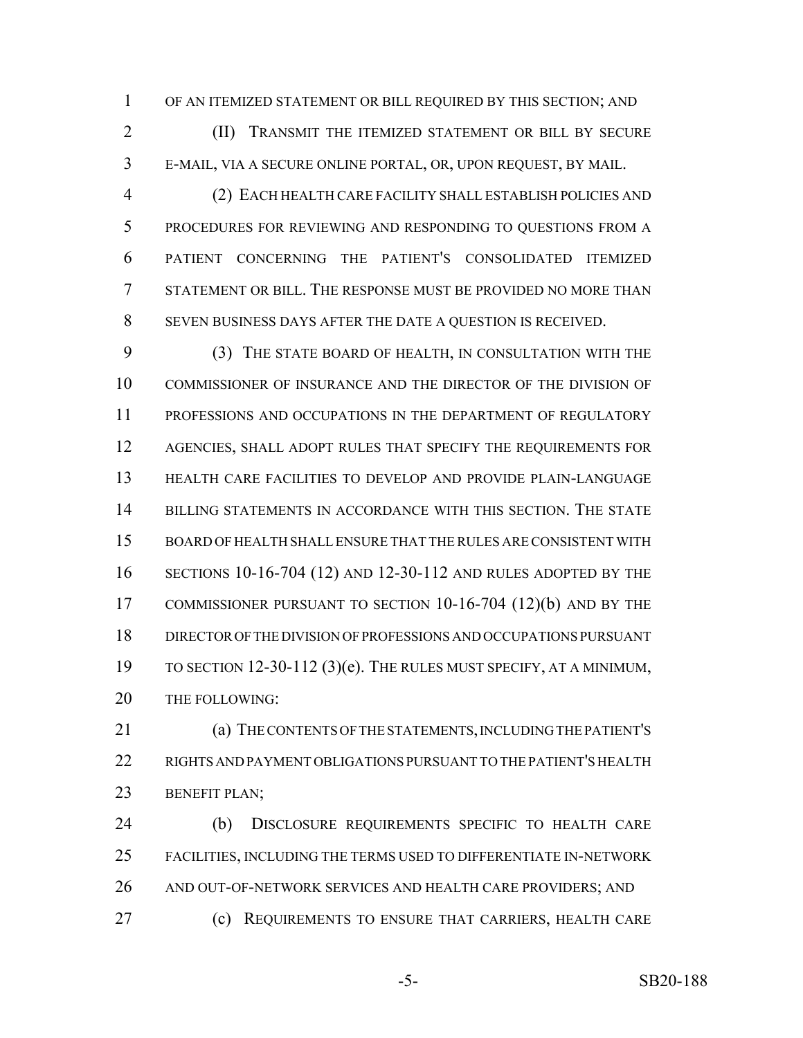OF AN ITEMIZED STATEMENT OR BILL REQUIRED BY THIS SECTION; AND

(II) TRANSMIT THE ITEMIZED STATEMENT OR BILL BY SECURE E-MAIL, VIA A SECURE ONLINE PORTAL, OR, UPON REQUEST, BY MAIL.

(2) EACH HEALTH CARE FACILITY SHALL ESTABLISH POLICIES AND PROCEDURES FOR REVIEWING AND RESPONDING TO QUESTIONS FROM A PATIENT CONCERNING THE PATIENT'S CONSOLIDATED ITEMIZED STATEMENT OR BILL. THE RESPONSE MUST BE PROVIDED NO MORE THAN SEVEN BUSINESS DAYS AFTER THE DATE A QUESTION IS RECEIVED.

(3) THE STATE BOARD OF HEALTH, IN CONSULTATION WITH THE COMMISSIONER OF INSURANCE AND THE DIRECTOR OF THE DIVISION OF PROFESSIONS AND OCCUPATIONS IN THE DEPARTMENT OF REGULATORY AGENCIES, SHALL ADOPT RULES THAT SPECIFY THE REQUIREMENTS FOR HEALTH CARE FACILITIES TO DEVELOP AND PROVIDE PLAIN-LANGUAGE BILLING STATEMENTS IN ACCORDANCE WITH THIS SECTION. THE STATE BOARD OF HEALTH SHALL ENSURE THAT THE RULES ARE CONSISTENT WITH SECTIONS 10-16-704 (12) AND 12-30-112 AND RULES ADOPTED BY THE COMMISSIONER PURSUANT TO SECTION 10-16-704 (12)(b) AND BY THE DIRECTOR OF THE DIVISION OF PROFESSIONS AND OCCUPATIONS PURSUANT TO SECTION 12-30-112 (3)(e). THE RULES MUST SPECIFY, AT A MINIMUM, THE FOLLOWING:

(a) THE CONTENTS OF THE STATEMENTS, INCLUDING THE PATIENT'S RIGHTS AND PAYMENT OBLIGATIONS PURSUANT TO THE PATIENT'S HEALTH BENEFIT PLAN;

(b) DISCLOSURE REQUIREMENTS SPECIFIC TO HEALTH CARE FACILITIES, INCLUDING THE TERMS USED TO DIFFERENTIATE IN-NETWORK AND OUT-OF-NETWORK SERVICES AND HEALTH CARE PROVIDERS; AND

(c) REQUIREMENTS TO ENSURE THAT CARRIERS, HEALTH CARE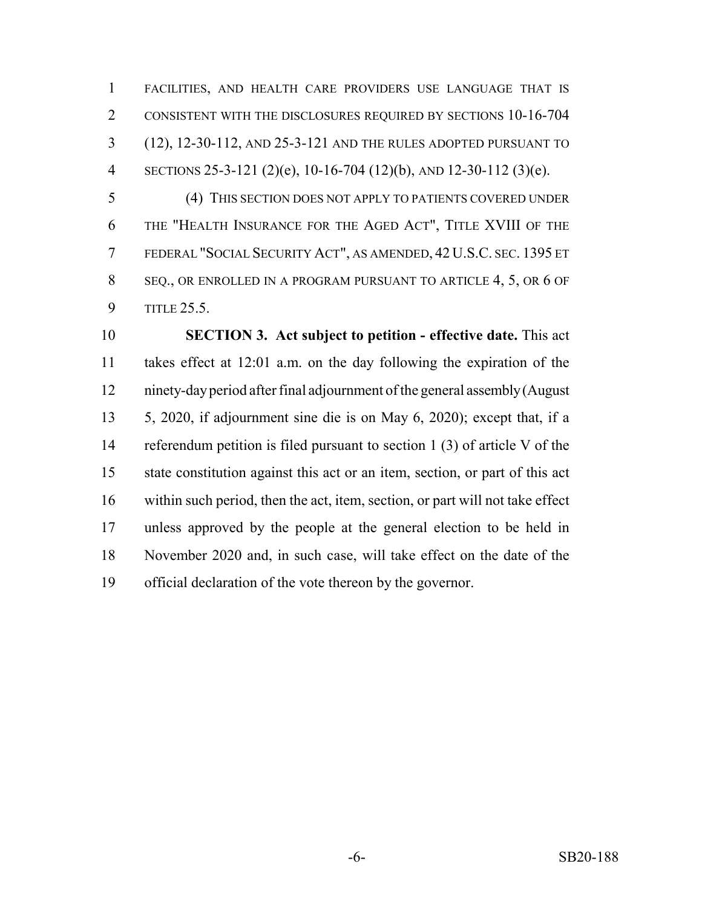FACILITIES, AND HEALTH CARE PROVIDERS USE LANGUAGE THAT IS CONSISTENT WITH THE DISCLOSURES REQUIRED BY SECTIONS 10-16-704 (12), 12-30-112, AND 25-3-121 AND THE RULES ADOPTED PURSUANT TO SECTIONS 25-3-121 (2)(e), 10-16-704 (12)(b), AND 12-30-112 (3)(e).

(4) THIS SECTION DOES NOT APPLY TO PATIENTS COVERED UNDER THE "HEALTH INSURANCE FOR THE AGED ACT", TITLE XVIII OF THE FEDERAL "SOCIAL SECURITY ACT", AS AMENDED, 42 U.S.C. SEC. 1395 ET SEQ., OR ENROLLED IN A PROGRAM PURSUANT TO ARTICLE 4, 5, OR 6 OF TITLE 25.5.

**SECTION 3. Act subject to petition - effective date.** This act takes effect at 12:01 a.m. on the day following the expiration of the ninety-day period after final adjournment of the general assembly (August 5, 2020, if adjournment sine die is on May 6, 2020); except that, if a referendum petition is filed pursuant to section 1 (3) of article V of the state constitution against this act or an item, section, or part of this act within such period, then the act, item, section, or part will not take effect unless approved by the people at the general election to be held in November 2020 and, in such case, will take effect on the date of the official declaration of the vote thereon by the governor.